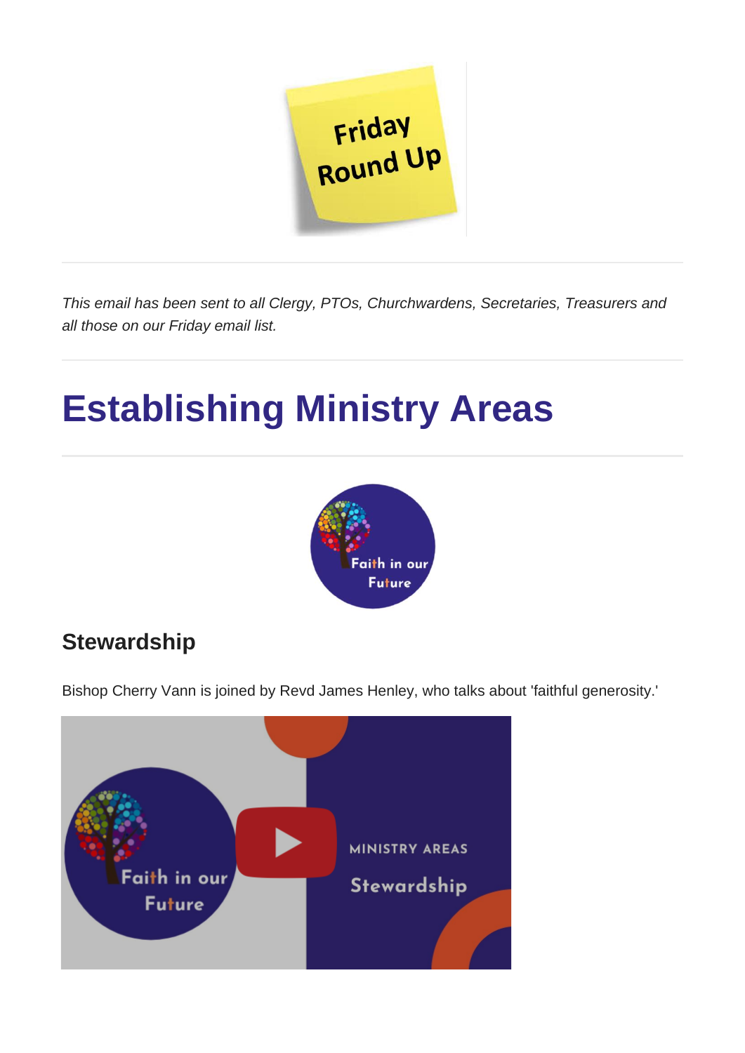*This email has been sent to all Clergy, PTOs, Churchwardens, Secretaries, Treasurers and all those on our Friday email list.*

# Establishing Ministry Areas

## Stewardship

Bishop Cherry Vann is joined by Revd James Henley, who talks about 'faithful generosity.'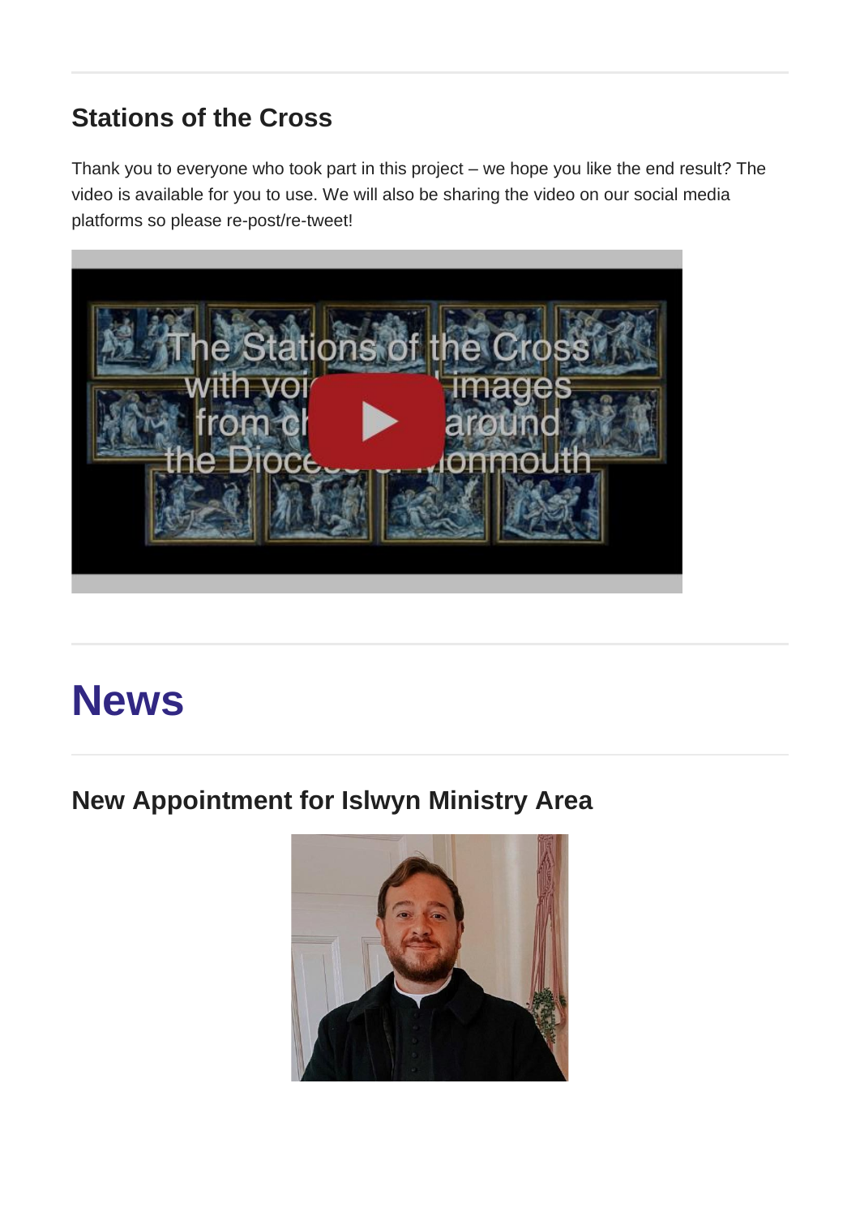## Stations of the Cross

Thank you to everyone who took part in this project – we hope you like the end result? The video is available for you to use. We will also be sharing the video on our social media platforms so please re-post/re-tweet!

# News

## New Appointment for Islwyn Ministry Area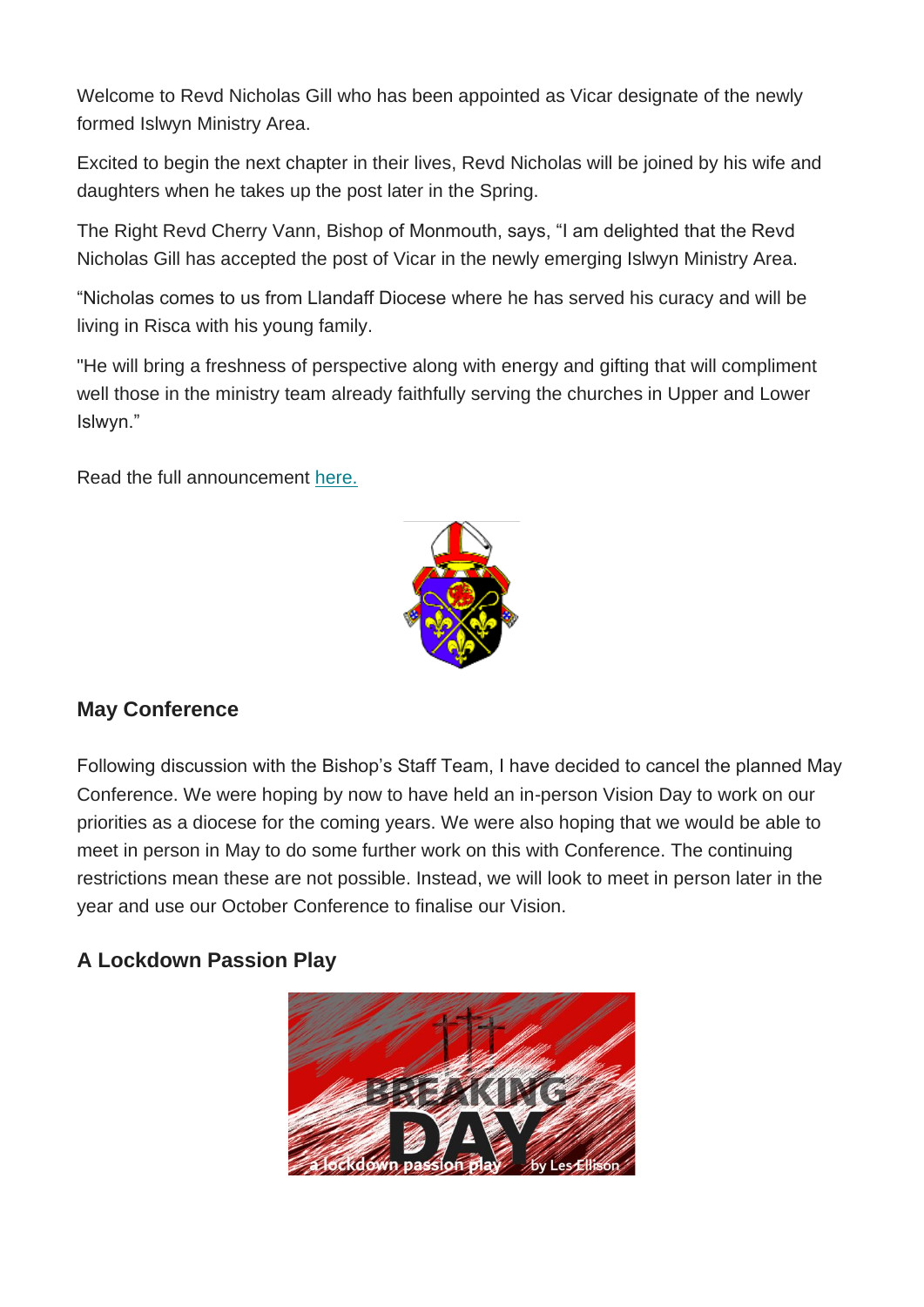Welcome to Revd Nicholas Gill who has been appointed as Vicar designate of the newly formed Islwyn Ministry Area.

Excited to begin the next chapter in their lives, Revd Nicholas will be joined by his wife and daughters when he takes up the post later in the Spring.

The Right Revd Cherry Vann, Bishop of Monmouth, says, "I am delighted that the Revd Nicholas Gill has accepted the post of Vicar in the newly emerging Islwyn Ministry Area.

"Nicholas comes to us from Llandaff Diocese where he has served his curacy and will be living in Risca with his young family.

"He will bring a freshness of perspective along with energy and gifting that will compliment well those in the ministry team already faithfully serving the churches in Upper and Lower Islwyn."

Read the full announcement here.

### May Conference

Following discussion with the Bishop's Staff Team, I have decided to cancel the planned May Conference. We were hoping by now to have held an in-person Vision Day to work on our priorities as a diocese for the coming years. We were also hoping that we would be able to meet in person in May to do some further work on this with Conference. The continuing restrictions mean these are not possible. Instead, we will look to meet in person later in the year and use our October Conference to finalise our Vision.

### A Lockdown Passion Play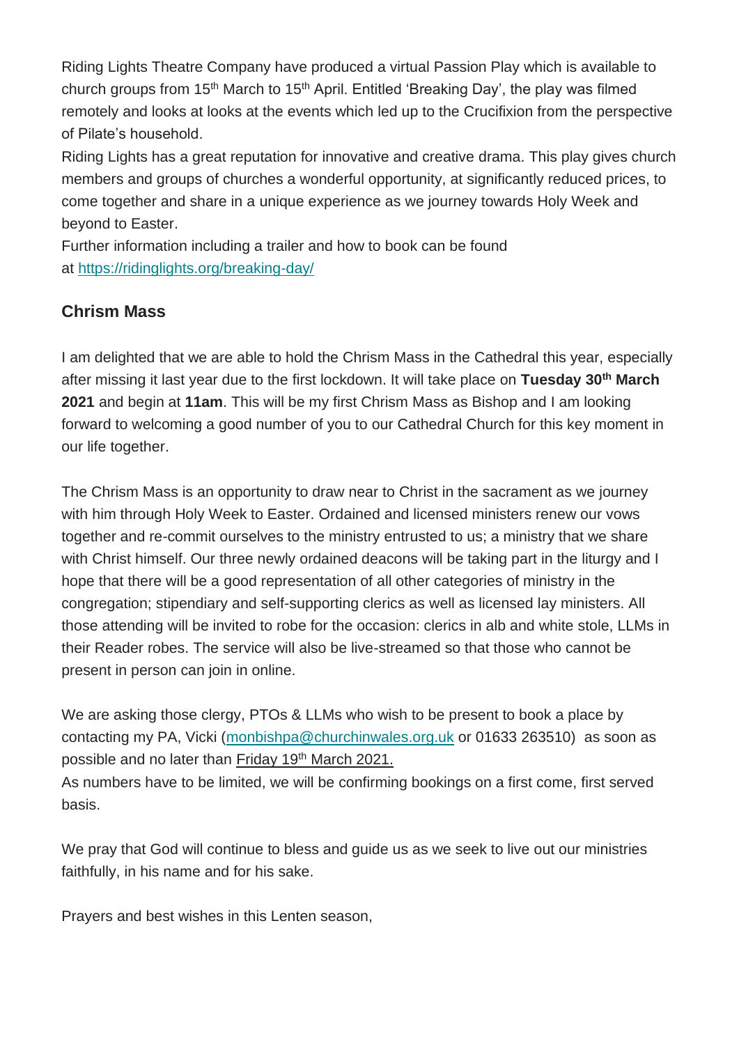Riding Lights Theatre Company have produced a virtual Passion Play which is available to church groups from 15th March to 15th April. Entitled 'Breaking Day', the play was filmed remotely and looks at looks at the events which led up to the Crucifixion from the perspective of Pilate's household.

Riding Lights has a great reputation for innovative and creative drama. This play gives church members and groups of churches a wonderful opportunity, at significantly reduced prices, to come together and share in a unique experience as we journey towards Holy Week and beyond to Easter.

Further information including a trailer and how to book can be found at [https://ridinglights.org/breaking-day/](https://ridinglights.org/breaking-day/)

## Chrism Mass

I am delighted that we are able to hold the Chrism Mass in the Cathedral this year, especially after missing it last year due to the first lockdown. It will take place on **Tuesday 30th March 2021** and begin at **11am**. This will be my first Chrism Mass as Bishop and I am looking forward to welcoming a good number of you to our Cathedral Church for this key moment in our life together.

The Chrism Mass is an opportunity to draw near to Christ in the sacrament as we journey with him through Holy Week to Easter. Ordained and licensed ministers renew our vows together and re-commit ourselves to the ministry entrusted to us; a ministry that we share with Christ himself. Our three newly ordained deacons will be taking part in the liturgy and I hope that there will be a good representation of all other categories of ministry in the congregation; stipendiary and self-supporting clerics as well as licensed lay ministers. All those attending will be invited to robe for the occasion: clerics in alb and white stole, LLMs in their Reader robes. The service will also be live-streamed so that those who cannot be present in person can join in online.

We are asking those clergy, PTOs & LLMs who wish to be present to book a place by contacting my PA, Vicki ([monbishpa@churchinwales.org.uk](mailto:monbishpa@churchinwales.org.uk) or 01633 263510) as soon as possible and no later than Friday 19th March 2021.

As numbers have to be limited, we will be confirming bookings on a first come, first served basis.

We pray that God will continue to bless and guide us as we seek to live out our ministries faithfully, in his name and for his sake.

Prayers and best wishes in this Lenten season,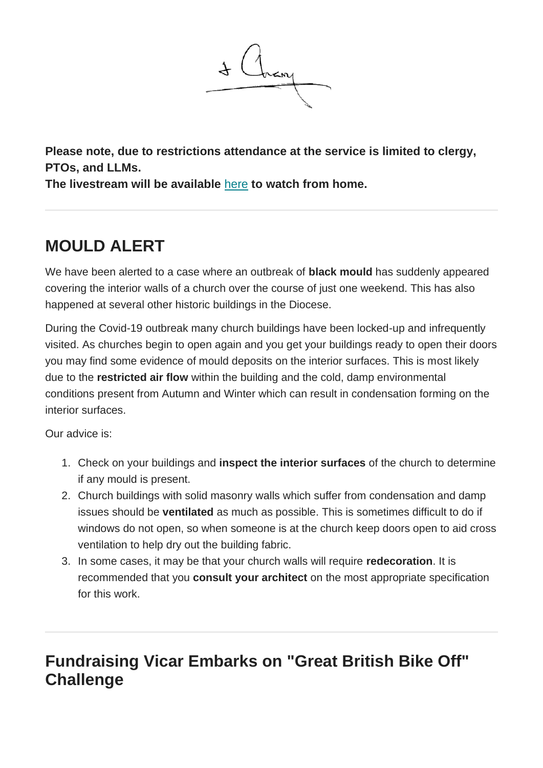**Please note, due to restrictions attendance at the service is limited to clergy, PTOs, and LLMs.**
**The livestream will be available here to watch from home.**

---

## MOULD ALERT

We have been alerted to a case where an outbreak of **black mould** has suddenly appeared covering the interior walls of a church over the course of just one weekend. This has also happened at several other historic buildings in the Diocese.

During the Covid-19 outbreak many church buildings have been locked-up and infrequently visited. As churches begin to open again and you get your buildings ready to open their doors you may find some evidence of mould deposits on the interior surfaces. This is most likely due to the **restricted air flow** within the building and the cold, damp environmental conditions present from Autumn and Winter which can result in condensation forming on the interior surfaces.

Our advice is:

1. Check on your buildings and **inspect the interior surfaces** of the church to determine if any mould is present.
2. Church buildings with solid masonry walls which suffer from condensation and damp issues should be **ventilated** as much as possible. This is sometimes difficult to do if windows do not open, so when someone is at the church keep doors open to aid cross ventilation to help dry out the building fabric.
3. In some cases, it may be that your church walls will require **redecoration**. It is recommended that you **consult your architect** on the most appropriate specification for this work.

---

## Fundraising Vicar Embarks on "Great British Bike Off" Challenge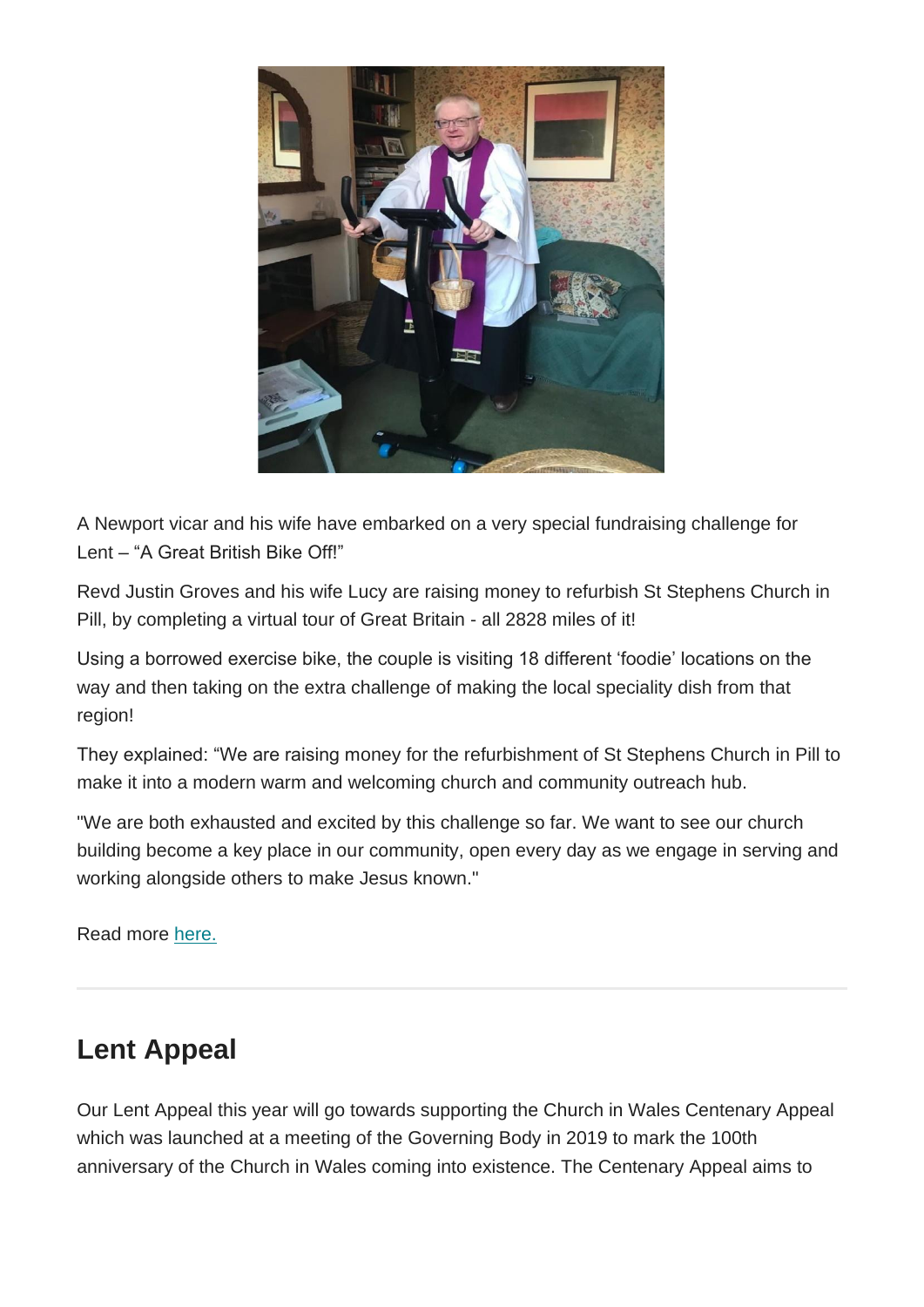A Newport vicar and his wife have embarked on a very special fundraising challenge for Lent – "A Great British Bike Off!"

Revd Justin Groves and his wife Lucy are raising money to refurbish St Stephens Church in Pill, by completing a virtual tour of Great Britain - all 2828 miles of it!

Using a borrowed exercise bike, the couple is visiting 18 different 'foodie' locations on the way and then taking on the extra challenge of making the local speciality dish from that region!

They explained: "We are raising money for the refurbishment of St Stephens Church in Pill to make it into a modern warm and welcoming church and community outreach hub.

"We are both exhausted and excited by this challenge so far. We want to see our church building become a key place in our community, open every day as we engage in serving and working alongside others to make Jesus known."

Read more [here.]

---

## Lent Appeal

Our Lent Appeal this year will go towards supporting the Church in Wales Centenary Appeal which was launched at a meeting of the Governing Body in 2019 to mark the 100th anniversary of the Church in Wales coming into existence. The Centenary Appeal aims to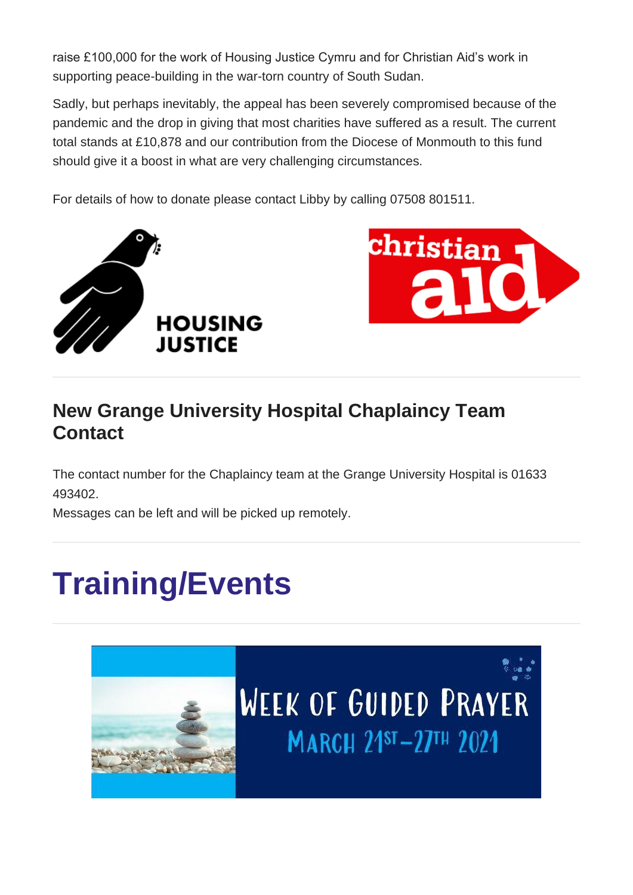raise £100,000 for the work of Housing Justice Cymru and for Christian Aid's work in supporting peace-building in the war-torn country of South Sudan.

Sadly, but perhaps inevitably, the appeal has been severely compromised because of the pandemic and the drop in giving that most charities have suffered as a result. The current total stands at £10,878 and our contribution from the Diocese of Monmouth to this fund should give it a boost in what are very challenging circumstances.

For details of how to donate please contact Libby by calling 07508 801511.

## New Grange University Hospital Chaplaincy Team Contact

The contact number for the Chaplaincy team at the Grange University Hospital is 01633 493402.
Messages can be left and will be picked up remotely.

# Training/Events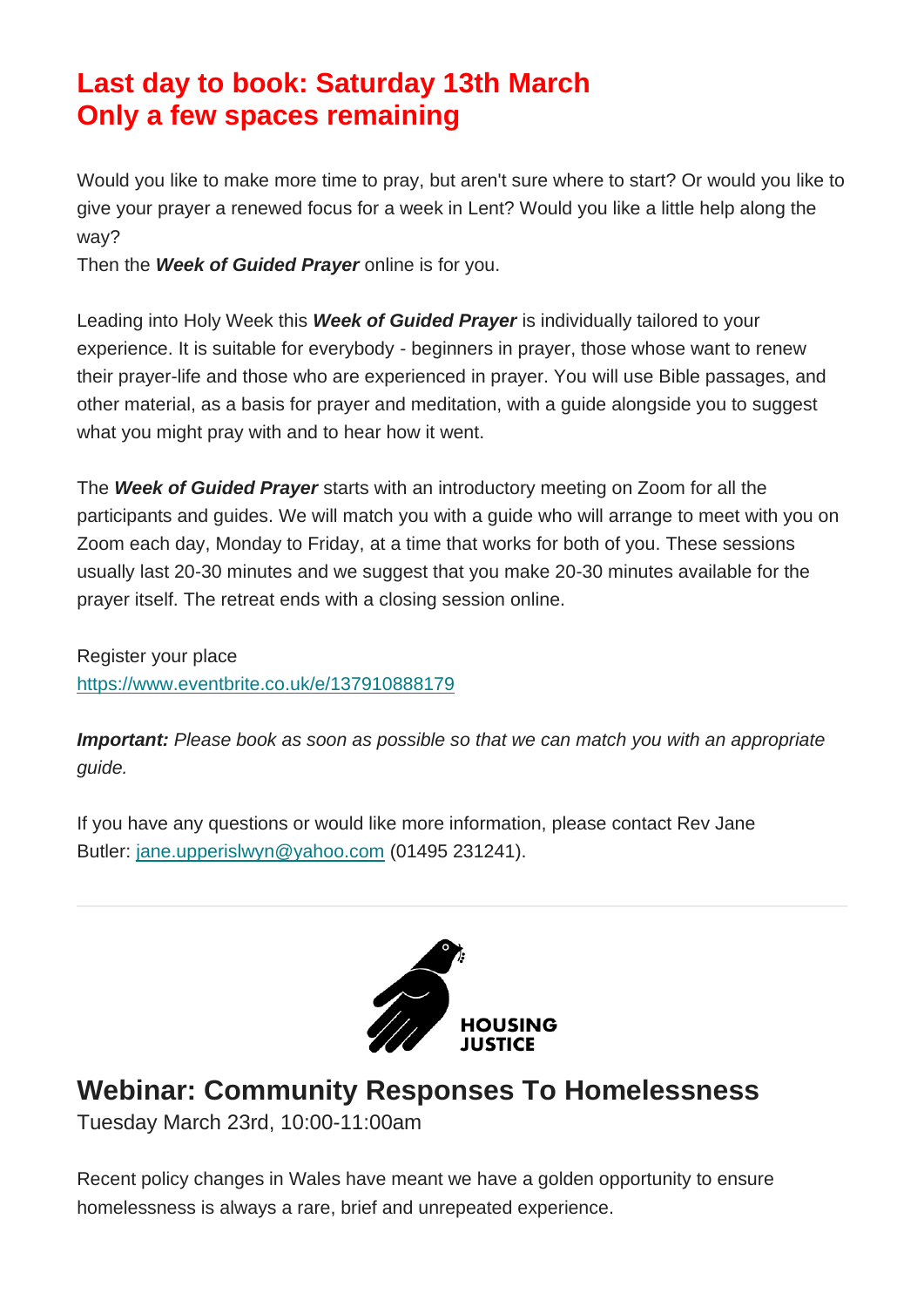## Last day to book: Saturday 13th March
## Only a few spaces remaining

Would you like to make more time to pray, but aren't sure where to start? Or would you like to give your prayer a renewed focus for a week in Lent? Would you like a little help along the way?
Then the ***Week of Guided Prayer*** online is for you.

Leading into Holy Week this ***Week of Guided Prayer*** is individually tailored to your experience. It is suitable for everybody - beginners in prayer, those whose want to renew their prayer-life and those who are experienced in prayer. You will use Bible passages, and other material, as a basis for prayer and meditation, with a guide alongside you to suggest what you might pray with and to hear how it went.

The ***Week of Guided Prayer*** starts with an introductory meeting on Zoom for all the participants and guides. We will match you with a guide who will arrange to meet with you on Zoom each day, Monday to Friday, at a time that works for both of you. These sessions usually last 20-30 minutes and we suggest that you make 20-30 minutes available for the prayer itself. The retreat ends with a closing session online.

Register your place
https://www.eventbrite.co.uk/e/137910888179

***Important:*** *Please book as soon as possible so that we can match you with an appropriate guide.*

If you have any questions or would like more information, please contact Rev Jane Butler: jane.upperislwyn@yahoo.com (01495 231241).

---

HOUSING JUSTICE

## Webinar: Community Responses To Homelessness

Tuesday March 23rd, 10:00-11:00am

Recent policy changes in Wales have meant we have a golden opportunity to ensure homelessness is always a rare, brief and unrepeated experience.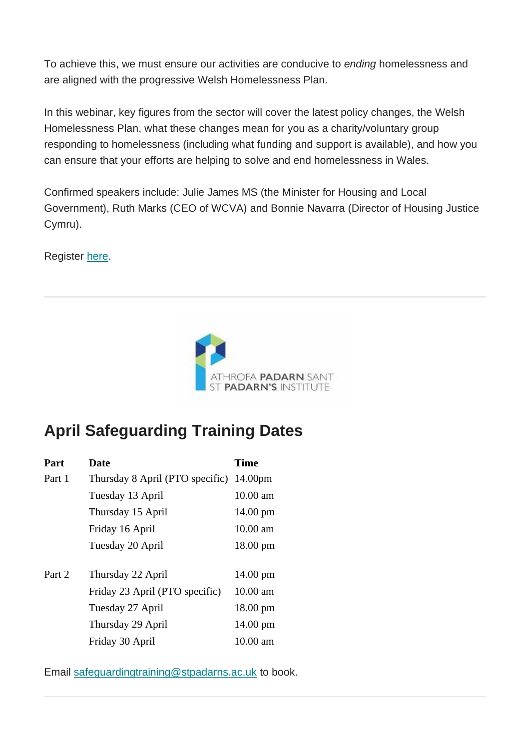To achieve this, we must ensure our activities are conducive to *ending* homelessness and are aligned with the progressive Welsh Homelessness Plan.

In this webinar, key figures from the sector will cover the latest policy changes, the Welsh Homelessness Plan, what these changes mean for you as a charity/voluntary group responding to homelessness (including what funding and support is available), and how you can ensure that your efforts are helping to solve and end homelessness in Wales.

Confirmed speakers include: Julie James MS (the Minister for Housing and Local Government), Ruth Marks (CEO of WCVA) and Bonnie Navarra (Director of Housing Justice Cymru).

Register here.

---

ATHROFA PADARN SANT
ST PADARN'S INSTITUTE

## April Safeguarding Training Dates

| Part | Date | Time |
|---|---|---|
| Part 1 | Thursday 8 April (PTO specific) | 14.00pm |
| | Tuesday 13 April | 10.00 am |
| | Thursday 15 April | 14.00 pm |
| | Friday 16 April | 10.00 am |
| | Tuesday 20 April | 18.00 pm |
| Part 2 | Thursday 22 April | 14.00 pm |
| | Friday 23 April (PTO specific) | 10.00 am |
| | Tuesday 27 April | 18.00 pm |
| | Thursday 29 April | 14.00 pm |
| | Friday 30 April | 10.00 am |

Email safeguardingtraining@stpadarns.ac.uk to book.

---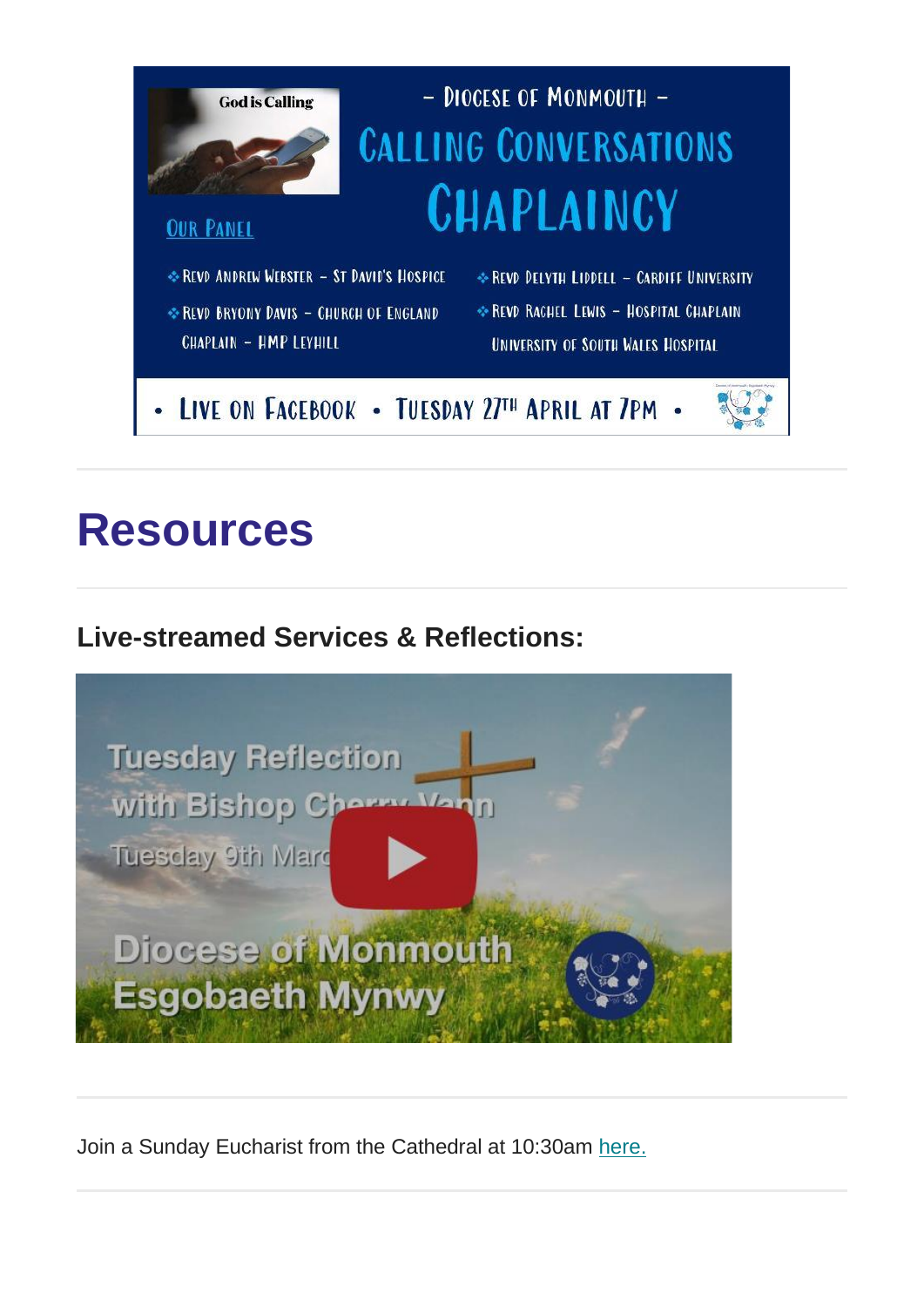– Diocese of Monmouth –

Calling Conversations

Chaplaincy

God is Calling

Our Panel

- Revd Andrew Webster – St David's Hospice
- Revd Bryony Davis – Church of England Chaplain – HMP Leyhill
- Revd Delyth Liddell – Cardiff University
- Revd Rachel Lewis – Hospital Chaplain University of South Wales Hospital

• Live on Facebook • Tuesday 27th April at 7pm •

# Resources

### Live-streamed Services & Reflections:

Tuesday Reflection with Bishop Cherry Vann

Tuesday 9th March

Diocese of Monmouth Esgobaeth Mynwy

Join a Sunday Eucharist from the Cathedral at 10:30am here.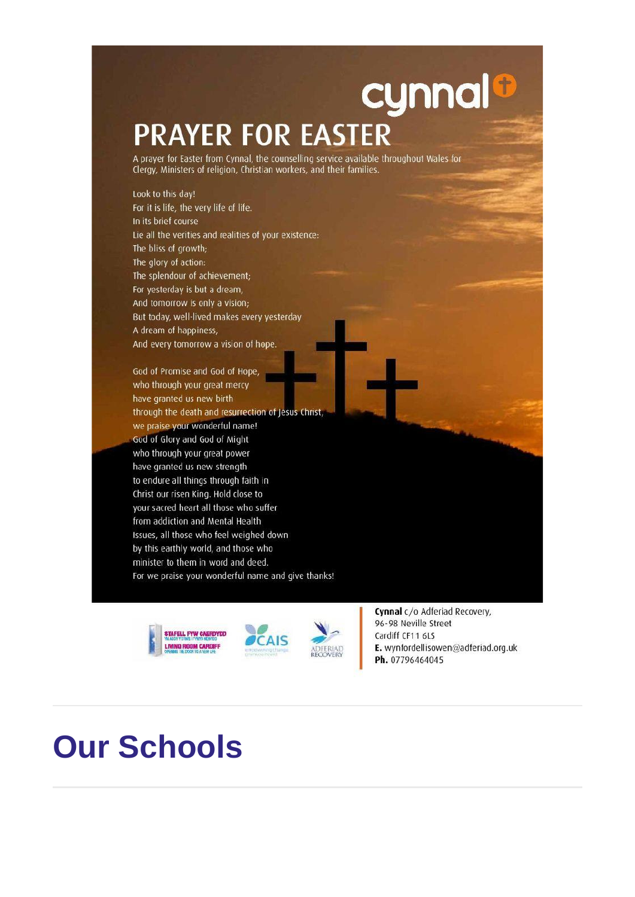cynnal

# PRAYER FOR EASTER

A prayer for Easter from Cynnal, the counselling service available throughout Wales for Clergy, Ministers of religion, Christian workers, and their families.

Look to this day!
For it is life, the very life of life.
In its brief course
Lie all the verities and realities of your existence:
The bliss of growth;
The glory of action:
The splendour of achievement;
For yesterday is but a dream,
And tomorrow is only a vision;
But today, well-lived makes every yesterday
A dream of happiness,
And every tomorrow a vision of hope.

God of Promise and God of Hope,
who through your great mercy
have granted us new birth
through the death and resurrection of Jesus Christ,
we praise your wonderful name!
God of Glory and God of Might
who through your great power
have granted us new strength
to endure all things through faith in
Christ our risen King. Hold close to
your sacred heart all those who suffer
from addiction and Mental Health
Issues, all those who feel weighed down
by this earthly world, and those who
minister to them in word and deed.
For we praise your wonderful name and give thanks!

STAFELL FYW CAERDYDD
LIVING ROOM CARDIFF

CAIS

ADFERIAD RECOVERY

**Cynnal** c/o Adferiad Recovery,
96-98 Neville Street
Cardiff CF11 6LS
**E.** wynfordellisowen@adferiad.org.uk
**Ph.** 07796464045

# Our Schools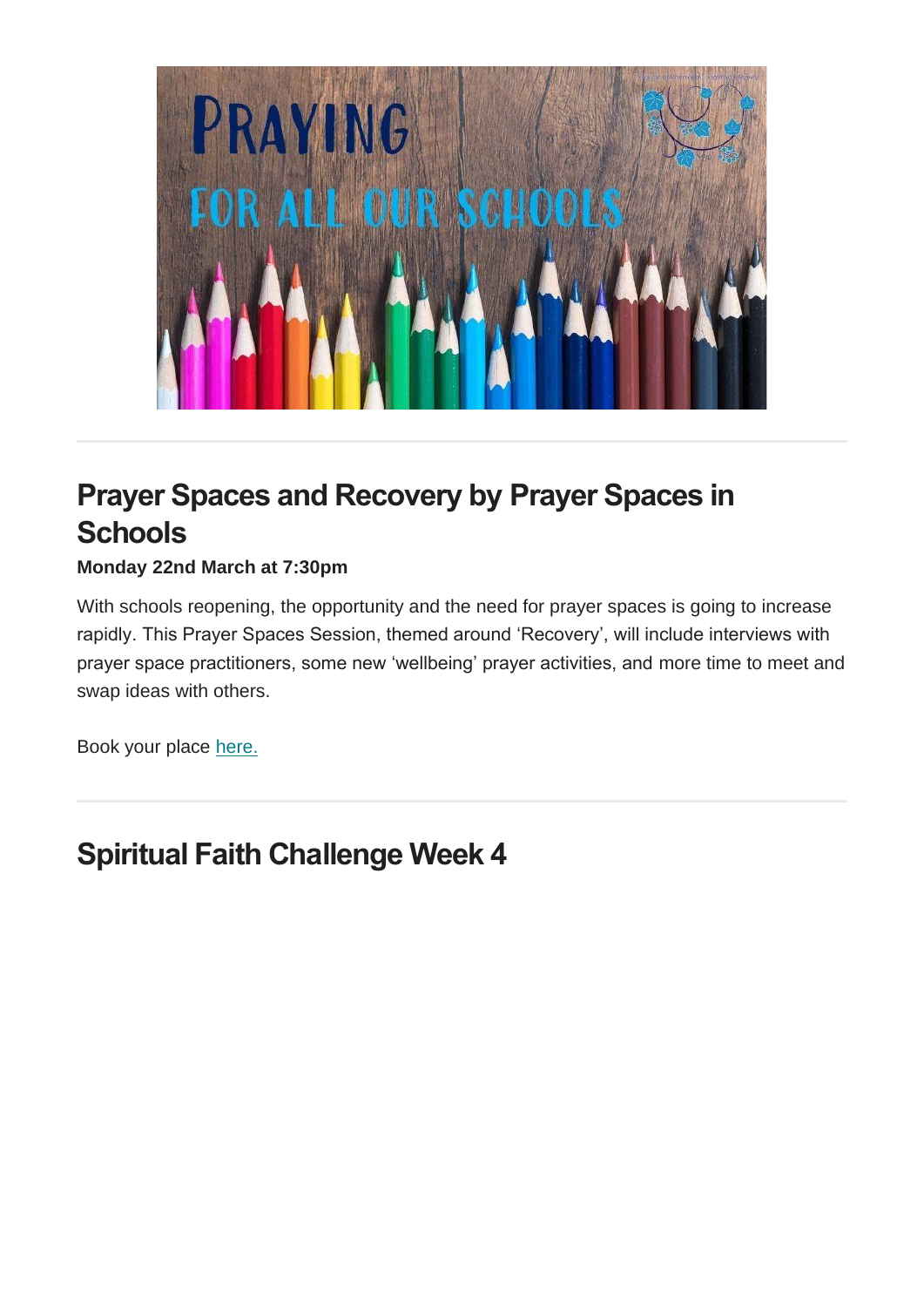## Prayer Spaces and Recovery by Prayer Spaces in Schools

**Monday 22nd March at 7:30pm**

With schools reopening, the opportunity and the need for prayer spaces is going to increase rapidly. This Prayer Spaces Session, themed around 'Recovery', will include interviews with prayer space practitioners, some new 'wellbeing' prayer activities, and more time to meet and swap ideas with others.

Book your place here.

---

## Spiritual Faith Challenge Week 4